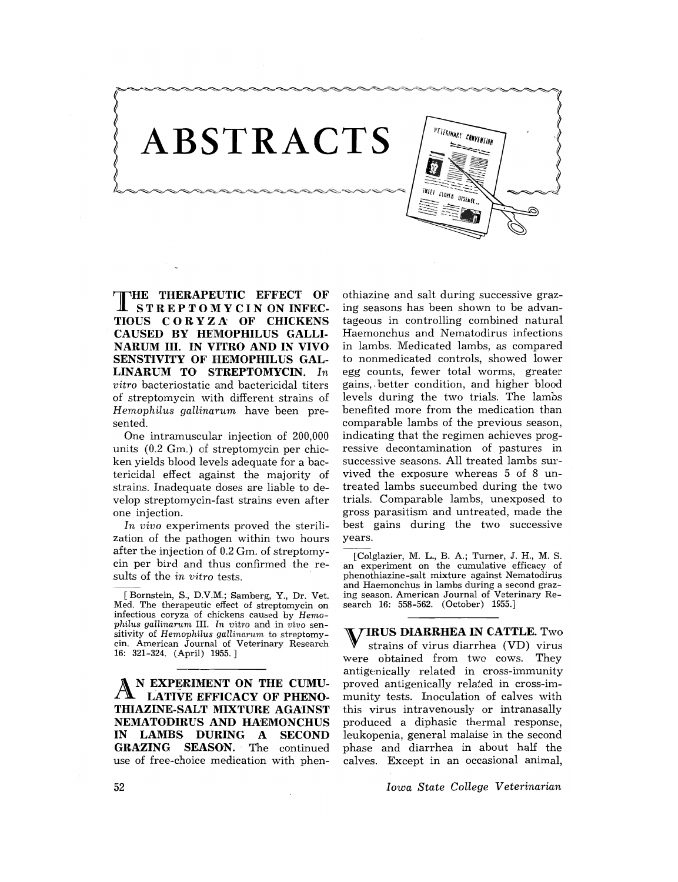# ABSTRACTS

**THE THERAPEUTIC EFFECT OF STREPTOMYCIN ON INFECTIOUS CORYZA OF CHICKENS CAUSED BY HEMOPHILUS GALLINARUM III. IN VITRO AND IN VIVO SENSTIVITY OF HEMOPHILUS GALLINARUM TO STREPTOMYCIN.** *In vitro* bacteriostatic and bactericidal titers of streptomycin with different strains of *Hemophilus gallinarum* have been presented.

One intramuscular injection of 200,000 units (0.2 Gm.) of streptomycin per chicken yields blood levels adequate for a bactericidal effect against the majority of strains. Inadequate doses are liable to develop streptomycin-fast strains even after one injection.

*In vivo* experiments proved the sterilization of the pathogen within two hours after the injection of 0.2 Gm. of streptomycin per bird and thus confirmed the results of the *in vitro* tests.

[Bornstein, S., D.V.M.; Samberg, Y., Dr. Vet. Med. The therapeutic effect of streptomycin on infectious coryza of chickens caused by *Hemophilus gallinarum* III. *In vitro* and *in vivo* sensitivity of *Hemophilus gallinarum* to streptomycin. American Journal of Veterinary Research 16: 321-324. (April) 1955.]

**AN EXPERIMENT ON THE CUMULATIVE EFFICACY OF PHENOTHIAZINE-SALT MIXTURE AGAINST NEMATODIRUS AND HAEMONCHUS IN LAMBS DURING A SECOND GRAZING SEASON.** The continued use of free-choice medication with phenothiazine and salt during successive grazing seasons has been shown to be advantageous in controlling combined natural Haemonchus and Nematodirus infections in lambs. Medicated lambs, as compared to nonmedicated controls, showed lower egg counts, fewer total worms, greater gains, better condition, and higher blood levels during the two trials. The lambs benefited more from the medication than comparable lambs of the previous season, indicating that the regimen achieves progressive decontamination of pastures in successive seasons. All treated lambs survived the exposure whereas 5 of 8 untreated lambs succumbed during the two trials. Comparable lambs, unexposed to gross parasitism and untreated, made the best gains during the two successive years.

[Colglazier, M. L., B. A.; Turner, J. H., M. S. an experiment on the cumulative efficacy of phenothiazine-salt mixture against Nematodirus and Haemonchus in lambs during a second grazing season. American Journal of Veterinary Research 16: 558-562. (October) 1955.]

**VIRUS DIARRHEA IN CATTLE.** Two strains of virus diarrhea (VD) virus were obtained from two cows. They antigenically related in cross-immunity proved antigenically related in cross-immunity tests. Inoculation of calves with this virus intravenously or intranasally produced a diphasic thermal response, leukopenia, general malaise in the second phase and diarrhea in about half the calves. Except in an occasional animal,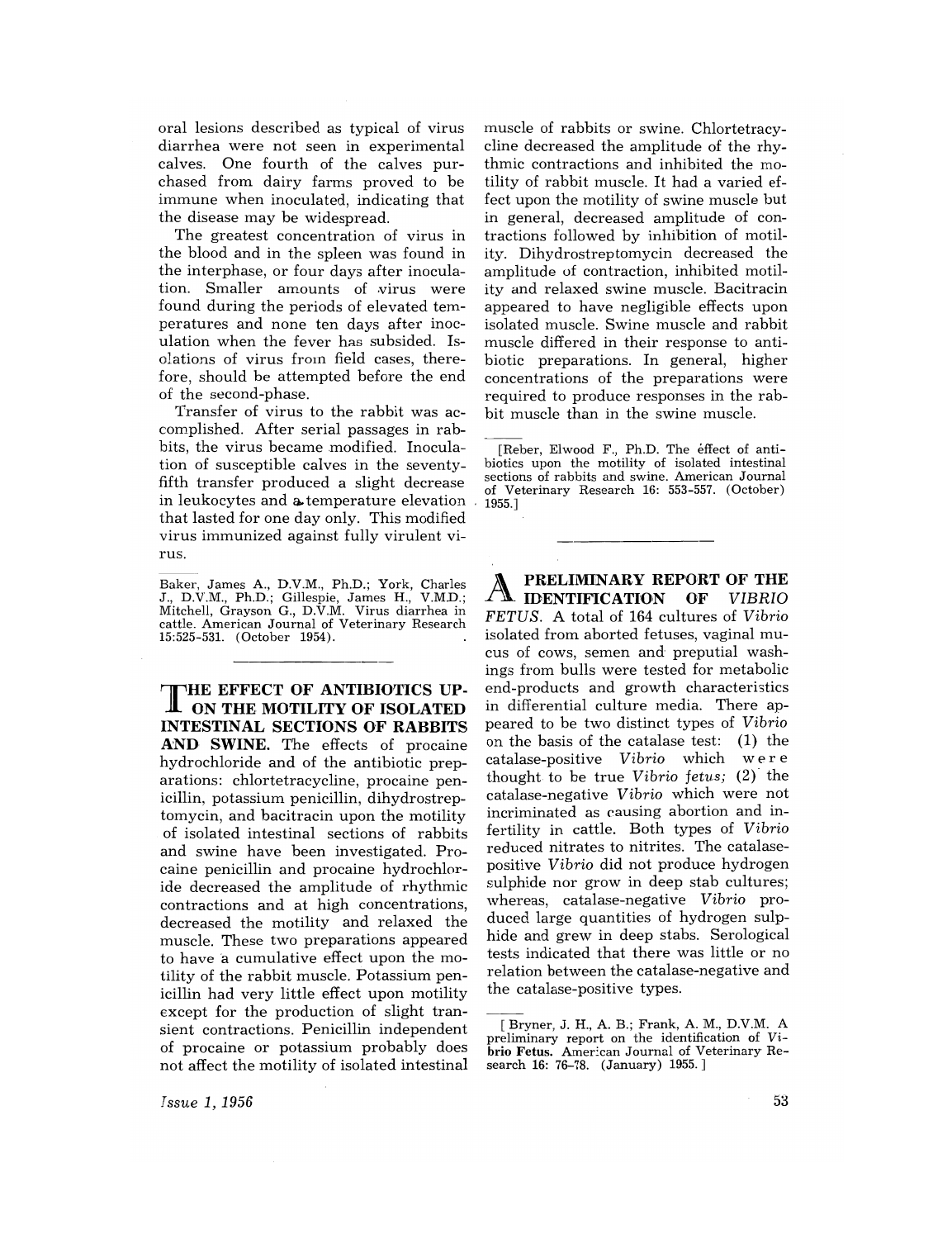oral lesions described as typical of virus diarrhea were not seen in experimental calves. One fourth of the calves purchased from dairy farms proved to be immune when inoculated, indicating that the disease may be widespread.

The greatest concentration of virus in the blood and in the spleen was found in the interphase, or four days after inoculation. Smaller amounts of virus were found during the periods of elevated temperatures and none ten days after inoculation when the fever has subsided. Isolations of virus from field cases, therefore, should be attempted before the end of the second-phase.

Transfer of virus to the rabbit was accomplished. After serial passages in rabbits, the virus became modified. Inoculation of susceptible calves in the seventy-fifth transfer produced a slight decrease in leukocytes and a temperature elevation that lasted for one day only. This modified virus immunized against fully virulent virus.

Baker, James A., D.V.M., Ph.D.; York, Charles J., D.V.M., Ph.D.; Gillespie, James H., V.M.D.; Mitchell, Grayson G., D.V.M. Virus diarrhea in cattle. American Journal of Veterinary Research 15:525-531. (October 1954).

---

**THE EFFECT OF ANTIBIOTICS UPON THE MOTILITY OF ISOLATED INTESTINAL SECTIONS OF RABBITS AND SWINE.** The effects of procaine hydrochloride and of the antibiotic preparations: chlortetracycline, procaine penicillin, potassium penicillin, dihydrostreptomycin, and bacitracin upon the motility of isolated intestinal sections of rabbits and swine have been investigated. Procaine penicillin and procaine hydrochloride decreased the amplitude of rhythmic contractions and at high concentrations, decreased the motility and relaxed the muscle. These two preparations appeared to have a cumulative effect upon the motility of the rabbit muscle. Potassium penicillin had very little effect upon motility except for the production of slight transient contractions. Penicillin independent of procaine or potassium probably does not affect the motility of isolated intestinal muscle of rabbits or swine. Chlortetracycline decreased the amplitude of the rhythmic contractions and inhibited the motility of rabbit muscle. It had a varied effect upon the motility of swine muscle but in general, decreased amplitude of contractions followed by inhibition of motility. Dihydrostreptomycin decreased the amplitude of contraction, inhibited motility and relaxed swine muscle. Bacitracin appeared to have negligible effects upon isolated muscle. Swine muscle and rabbit muscle differed in their response to antibiotic preparations. In general, higher concentrations of the preparations were required to produce responses in the rabbit muscle than in the swine muscle.

[Reber, Elwood F., Ph.D. The effect of antibiotics upon the motility of isolated intestinal sections of rabbits and swine. American Journal of Veterinary Research 16: 553-557. (October) 1955.]

---

**A PRELIMINARY REPORT OF THE IDENTIFICATION OF *VIBRIO FETUS*.** A total of 164 cultures of *Vibrio* isolated from aborted fetuses, vaginal mucus of cows, semen and preputial washings from bulls were tested for metabolic end-products and growth characteristics in differential culture media. There appeared to be two distinct types of *Vibrio* on the basis of the catalase test: (1) the catalase-positive *Vibrio* which were thought to be true *Vibrio fetus;* (2) the catalase-negative *Vibrio* which were not incriminated as causing abortion and infertility in cattle. Both types of *Vibrio* reduced nitrates to nitrites. The catalase-positive *Vibrio* did not produce hydrogen sulphide nor grow in deep stab cultures; whereas, catalase-negative *Vibrio* produced large quantities of hydrogen sulphide and grew in deep stabs. Serological tests indicated that there was little or no relation between the catalase-negative and the catalase-positive types.

[Bryner, J. H., A. B.; Frank, A. M., D.V.M. A preliminary report on the identification of *Vibrio* **Fetus.** American Journal of Veterinary Research 16: 76-78. (January) 1955.]